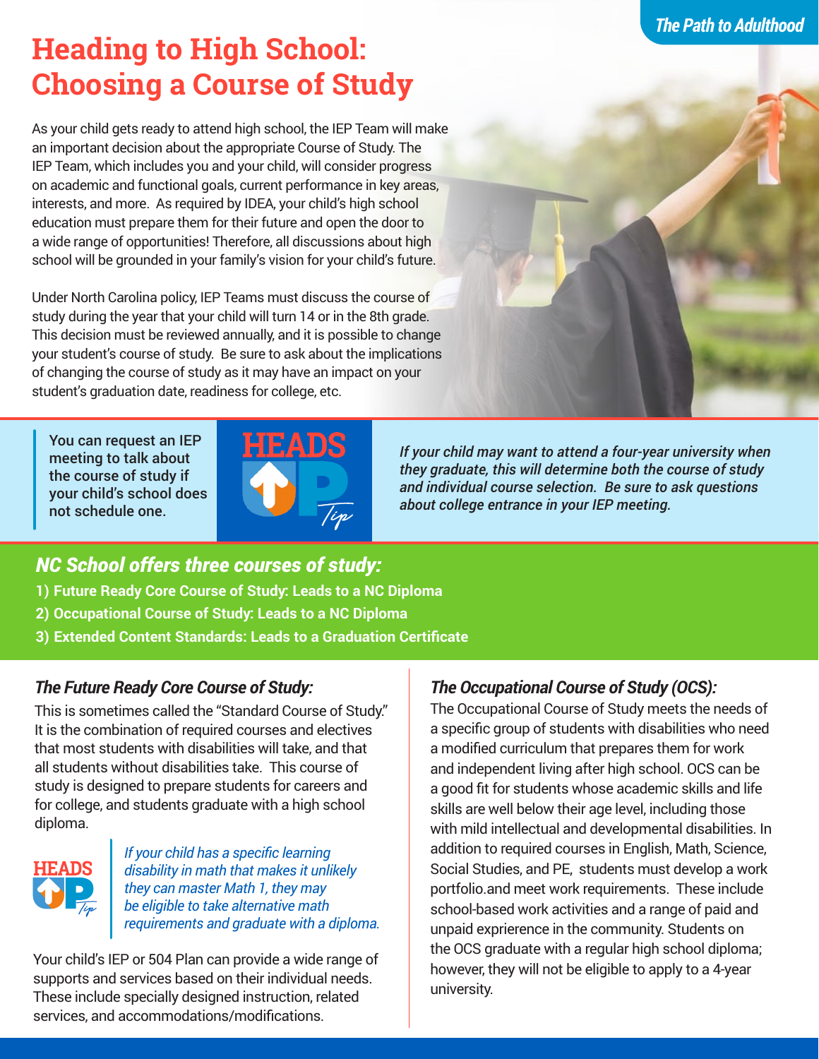# Heading to High School: Choosing a Course of Study

As your child gets ready to attend high school, the IEP Team will make an important decision about the appropriate Course of Study. The IEP Team, which includes you and your child, will consider progress on academic and functional goals, current performance in key areas, interests, and more. As required by IDEA, your child's high school education must prepare them for their future and open the door to a wide range of opportunities! Therefore, all discussions about high school will be grounded in your family's vision for your child's future.

Under North Carolina policy, IEP Teams must discuss the course of study during the year that your child will turn 14 or in the 8th grade. This decision must be reviewed annually, and it is possible to change your student's course of study. Be sure to ask about the implications of changing the course of study as it may have an impact on your student's graduation date, readiness for college, etc.

You can request an IEP meeting to talk about the course of study if your child's school does not schedule one.

**HEADS UP Tip**

*If your child may want to attend a four-year university when they graduate, this will determine both the course of study and individual course selection. Be sure to ask questions about college entrance in your IEP meeting.*

## NC School offers three courses of study:

1) **Future Ready Core Course of Study: Leads to a NC Diploma**
2) **Occupational Course of Study: Leads to a NC Diploma**
3) **Extended Content Standards: Leads to a Graduation Certificate**

### The Future Ready Core Course of Study:

This is sometimes called the "Standard Course of Study." It is the combination of required courses and electives that most students with disabilities will take, and that all students without disabilities take. This course of study is designed to prepare students for careers and for college, and students graduate with a high school diploma.

**HEADS UP Tip**

*If your child has a specific learning disability in math that makes it unlikely they can master Math 1, they may be eligible to take alternative math requirements and graduate with a diploma.*

Your child's IEP or 504 Plan can provide a wide range of supports and services based on their individual needs. These include specially designed instruction, related services, and accommodations/modifications.

### The Occupational Course of Study (OCS):

The Occupational Course of Study meets the needs of a specific group of students with disabilities who need a modified curriculum that prepares them for work and independent living after high school. OCS can be a good fit for students whose academic skills and life skills are well below their age level, including those with mild intellectual and developmental disabilities. In addition to required courses in English, Math, Science, Social Studies, and PE, students must develop a work portfolio.and meet work requirements. These include school-based work activities and a range of paid and unpaid exprierence in the community. Students on the OCS graduate with a regular high school diploma; however, they will not be eligible to apply to a 4-year university.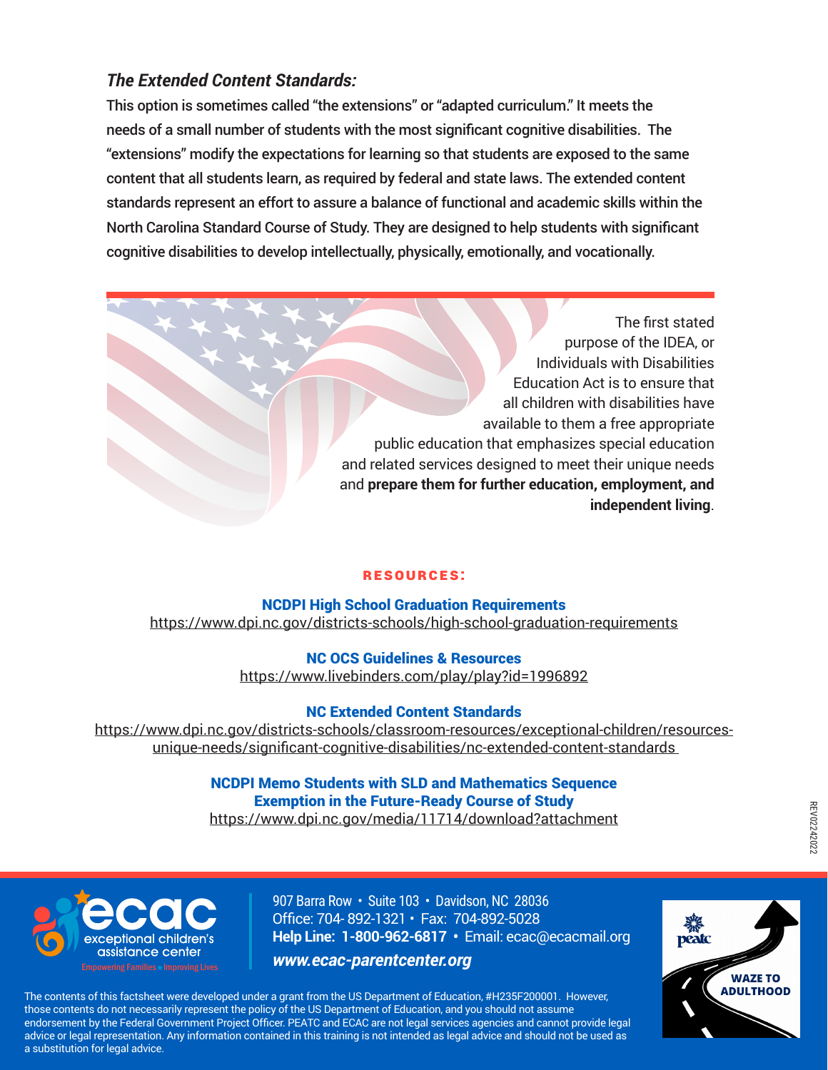### *The Extended Content Standards:*

This option is sometimes called "the extensions" or "adapted curriculum." It meets the needs of a small number of students with the most significant cognitive disabilities. The "extensions" modify the expectations for learning so that students are exposed to the same content that all students learn, as required by federal and state laws. The extended content standards represent an effort to assure a balance of functional and academic skills within the North Carolina Standard Course of Study. They are designed to help students with significant cognitive disabilities to develop intellectually, physically, emotionally, and vocationally.

The first stated purpose of the IDEA, or Individuals with Disabilities Education Act is to ensure that all children with disabilities have available to them a free appropriate public education that emphasizes special education and related services designed to meet their unique needs and **prepare them for further education, employment, and independent living**.

## RESOURCES:

**NCDPI High School Graduation Requirements**
https://www.dpi.nc.gov/districts-schools/high-school-graduation-requirements

**NC OCS Guidelines & Resources**
https://www.livebinders.com/play/play?id=1996892

**NC Extended Content Standards**
https://www.dpi.nc.gov/districts-schools/classroom-resources/exceptional-children/resources-unique-needs/significant-cognitive-disabilities/nc-extended-content-standards

**NCDPI Memo Students with SLD and Mathematics Sequence Exemption in the Future-Ready Course of Study**
https://www.dpi.nc.gov/media/11714/download?attachment

REV02242022

ecac exceptional children's assistance center
Empowering Families • Improving Lives

907 Barra Row • Suite 103 • Davidson, NC 28036
Office: 704- 892-1321 • Fax: 704-892-5028
**Help Line: 1-800-962-6817** • Email: ecac@ecacmail.org
***www.ecac-parentcenter.org***

peatc
WAZE TO ADULTHOOD

The contents of this factsheet were developed under a grant from the US Department of Education, #H235F200001. However, those contents do not necessarily represent the policy of the US Department of Education, and you should not assume endorsement by the Federal Government Project Officer. PEATC and ECAC are not legal services agencies and cannot provide legal advice or legal representation. Any information contained in this training is not intended as legal advice and should not be used as a substitution for legal advice.